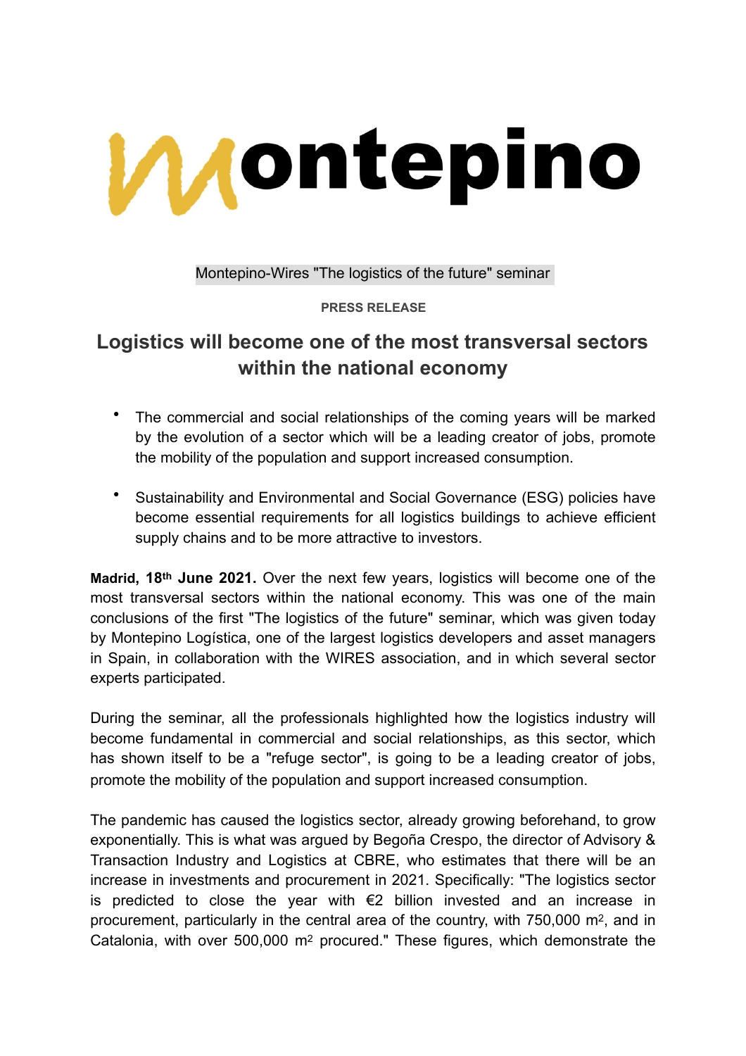Montepino

Montepino-Wires "The logistics of the future" seminar

**PRESS RELEASE**

# Logistics will become one of the most transversal sectors within the national economy

- The commercial and social relationships of the coming years will be marked by the evolution of a sector which will be a leading creator of jobs, promote the mobility of the population and support increased consumption.
- Sustainability and Environmental and Social Governance (ESG) policies have become essential requirements for all logistics buildings to achieve efficient supply chains and to be more attractive to investors.

**Madrid, 18th June 2021.** Over the next few years, logistics will become one of the most transversal sectors within the national economy. This was one of the main conclusions of the first "The logistics of the future" seminar, which was given today by Montepino Logística, one of the largest logistics developers and asset managers in Spain, in collaboration with the WIRES association, and in which several sector experts participated.

During the seminar, all the professionals highlighted how the logistics industry will become fundamental in commercial and social relationships, as this sector, which has shown itself to be a "refuge sector", is going to be a leading creator of jobs, promote the mobility of the population and support increased consumption.

The pandemic has caused the logistics sector, already growing beforehand, to grow exponentially. This is what was argued by Begoña Crespo, the director of Advisory & Transaction Industry and Logistics at CBRE, who estimates that there will be an increase in investments and procurement in 2021. Specifically: "The logistics sector is predicted to close the year with €2 billion invested and an increase in procurement, particularly in the central area of the country, with 750,000 m$^2$, and in Catalonia, with over 500,000 m$^2$ procured." These figures, which demonstrate the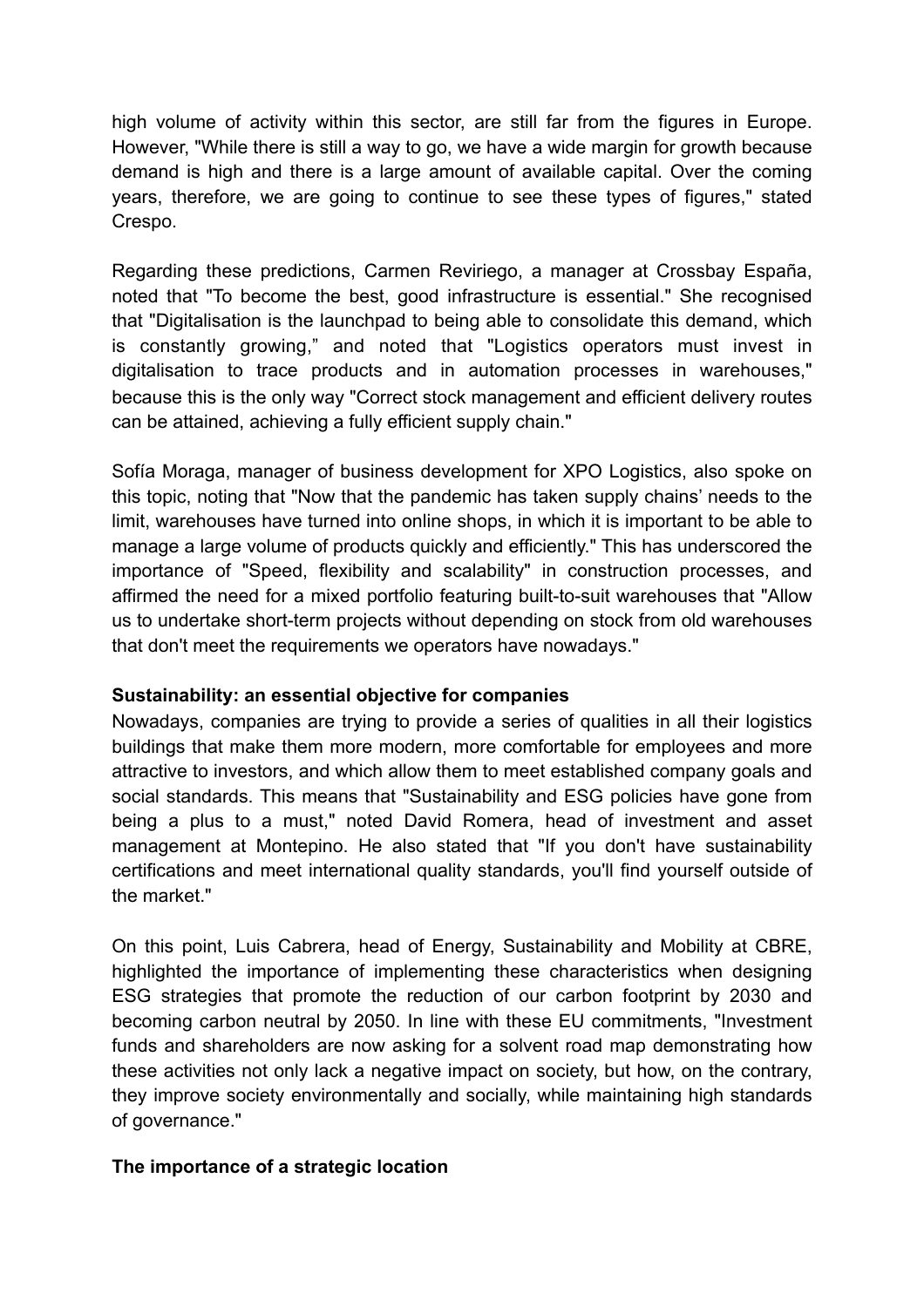high volume of activity within this sector, are still far from the figures in Europe. However, "While there is still a way to go, we have a wide margin for growth because demand is high and there is a large amount of available capital. Over the coming years, therefore, we are going to continue to see these types of figures," stated Crespo.

Regarding these predictions, Carmen Reviriego, a manager at Crossbay España, noted that "To become the best, good infrastructure is essential." She recognised that "Digitalisation is the launchpad to being able to consolidate this demand, which is constantly growing," and noted that "Logistics operators must invest in digitalisation to trace products and in automation processes in warehouses," because this is the only way "Correct stock management and efficient delivery routes can be attained, achieving a fully efficient supply chain."

Sofía Moraga, manager of business development for XPO Logistics, also spoke on this topic, noting that "Now that the pandemic has taken supply chains' needs to the limit, warehouses have turned into online shops, in which it is important to be able to manage a large volume of products quickly and efficiently." This has underscored the importance of "Speed, flexibility and scalability" in construction processes, and affirmed the need for a mixed portfolio featuring built-to-suit warehouses that "Allow us to undertake short-term projects without depending on stock from old warehouses that don't meet the requirements we operators have nowadays."

**Sustainability: an essential objective for companies**

Nowadays, companies are trying to provide a series of qualities in all their logistics buildings that make them more modern, more comfortable for employees and more attractive to investors, and which allow them to meet established company goals and social standards. This means that "Sustainability and ESG policies have gone from being a plus to a must," noted David Romera, head of investment and asset management at Montepino. He also stated that "If you don't have sustainability certifications and meet international quality standards, you'll find yourself outside of the market."

On this point, Luis Cabrera, head of Energy, Sustainability and Mobility at CBRE, highlighted the importance of implementing these characteristics when designing ESG strategies that promote the reduction of our carbon footprint by 2030 and becoming carbon neutral by 2050. In line with these EU commitments, "Investment funds and shareholders are now asking for a solvent road map demonstrating how these activities not only lack a negative impact on society, but how, on the contrary, they improve society environmentally and socially, while maintaining high standards of governance."

**The importance of a strategic location**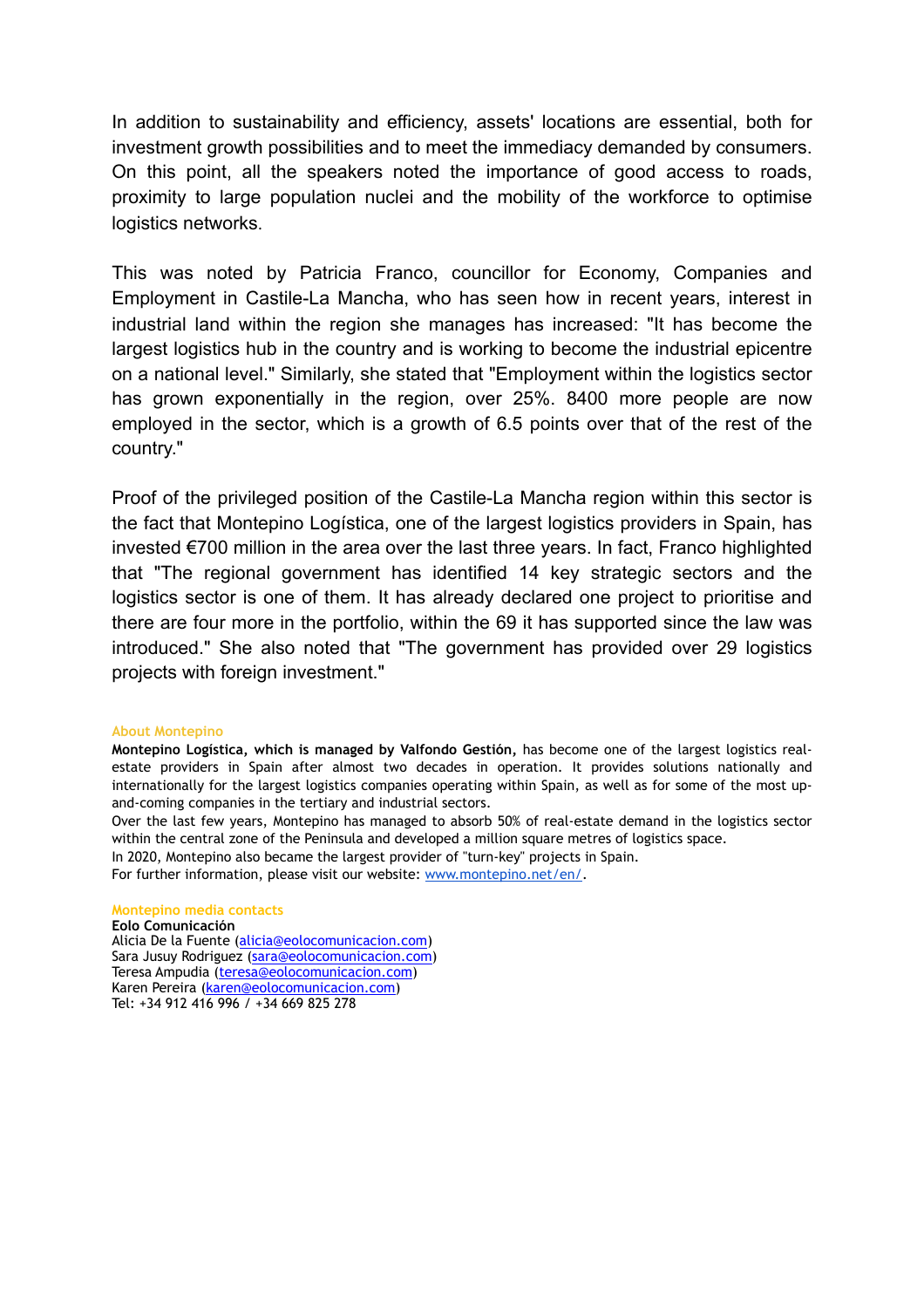In addition to sustainability and efficiency, assets' locations are essential, both for investment growth possibilities and to meet the immediacy demanded by consumers. On this point, all the speakers noted the importance of good access to roads, proximity to large population nuclei and the mobility of the workforce to optimise logistics networks.

This was noted by Patricia Franco, councillor for Economy, Companies and Employment in Castile-La Mancha, who has seen how in recent years, interest in industrial land within the region she manages has increased: "It has become the largest logistics hub in the country and is working to become the industrial epicentre on a national level." Similarly, she stated that "Employment within the logistics sector has grown exponentially in the region, over 25%. 8400 more people are now employed in the sector, which is a growth of 6.5 points over that of the rest of the country."

Proof of the privileged position of the Castile-La Mancha region within this sector is the fact that Montepino Logística, one of the largest logistics providers in Spain, has invested €700 million in the area over the last three years. In fact, Franco highlighted that "The regional government has identified 14 key strategic sectors and the logistics sector is one of them. It has already declared one project to prioritise and there are four more in the portfolio, within the 69 it has supported since the law was introduced." She also noted that "The government has provided over 29 logistics projects with foreign investment."

#### About Montepino

**Montepino Logística, which is managed by Valfondo Gestión,** has become one of the largest logistics real-estate providers in Spain after almost two decades in operation. It provides solutions nationally and internationally for the largest logistics companies operating within Spain, as well as for some of the most up-and-coming companies in the tertiary and industrial sectors.
Over the last few years, Montepino has managed to absorb 50% of real-estate demand in the logistics sector within the central zone of the Peninsula and developed a million square metres of logistics space.
In 2020, Montepino also became the largest provider of "turn-key" projects in Spain.
For further information, please visit our website: [www.montepino.net/en/](http://www.montepino.net/en/).

#### Montepino media contacts

**Eolo Comunicación**
Alicia De la Fuente (alicia@eolocomunicacion.com)
Sara Jusuy Rodriguez (sara@eolocomunicacion.com)
Teresa Ampudia (teresa@eolocomunicacion.com)
Karen Pereira (karen@eolocomunicacion.com)
Tel: +34 912 416 996 / +34 669 825 278